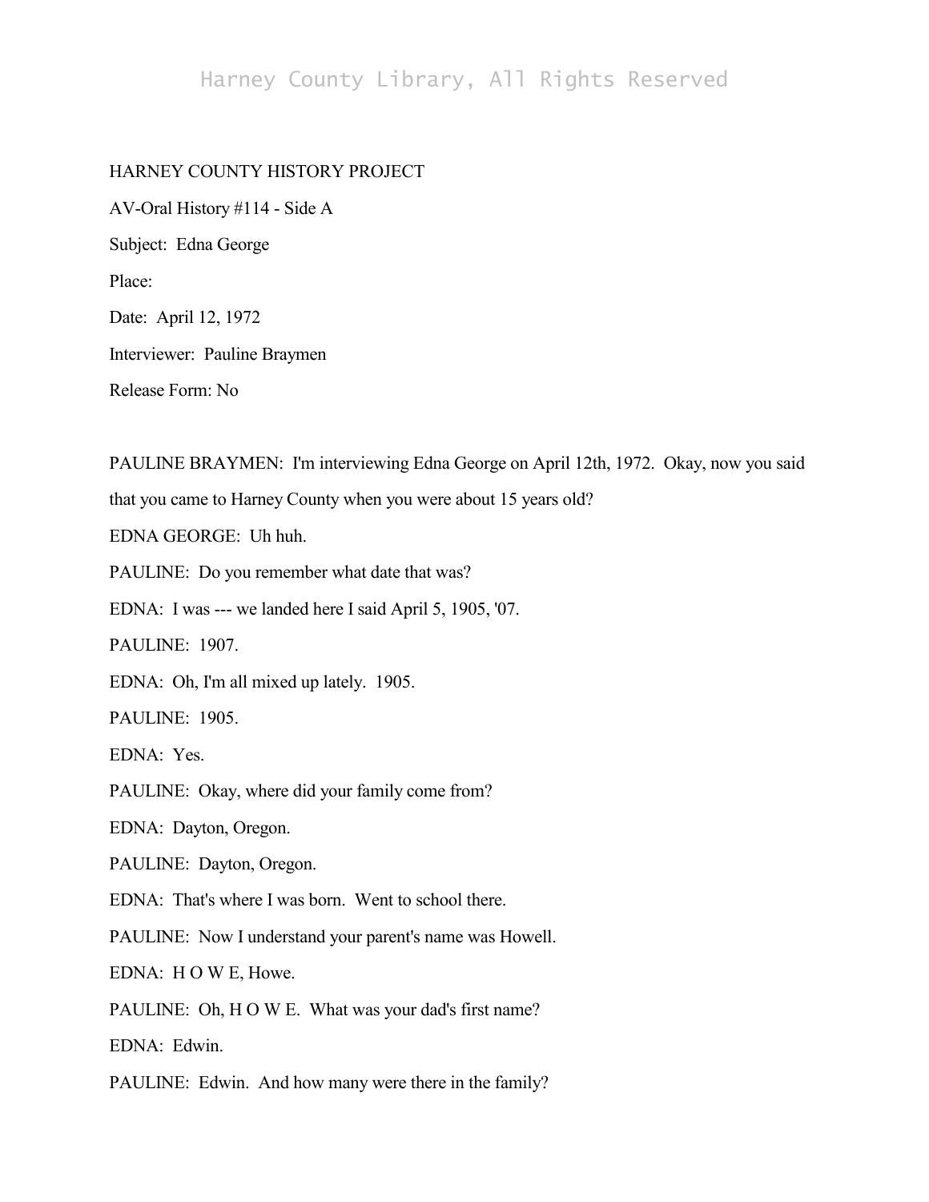HARNEY COUNTY HISTORY PROJECT

AV-Oral History #114 - Side A

Subject: Edna George

Place:

Date: April 12, 1972

Interviewer: Pauline Braymen

Release Form: No

PAULINE BRAYMEN: I'm interviewing Edna George on April 12th, 1972. Okay, now you said that you came to Harney County when you were about 15 years old?

EDNA GEORGE: Uh huh.

PAULINE: Do you remember what date that was?

EDNA: I was --- we landed here I said April 5, 1905, '07.

PAULINE: 1907.

EDNA: Oh, I'm all mixed up lately. 1905.

PAULINE: 1905.

EDNA: Yes.

PAULINE: Okay, where did your family come from?

EDNA: Dayton, Oregon.

PAULINE: Dayton, Oregon.

EDNA: That's where I was born. Went to school there.

PAULINE: Now I understand your parent's name was Howell.

EDNA: H O W E, Howe.

PAULINE: Oh, H O W E. What was your dad's first name?

EDNA: Edwin.

PAULINE: Edwin. And how many were there in the family?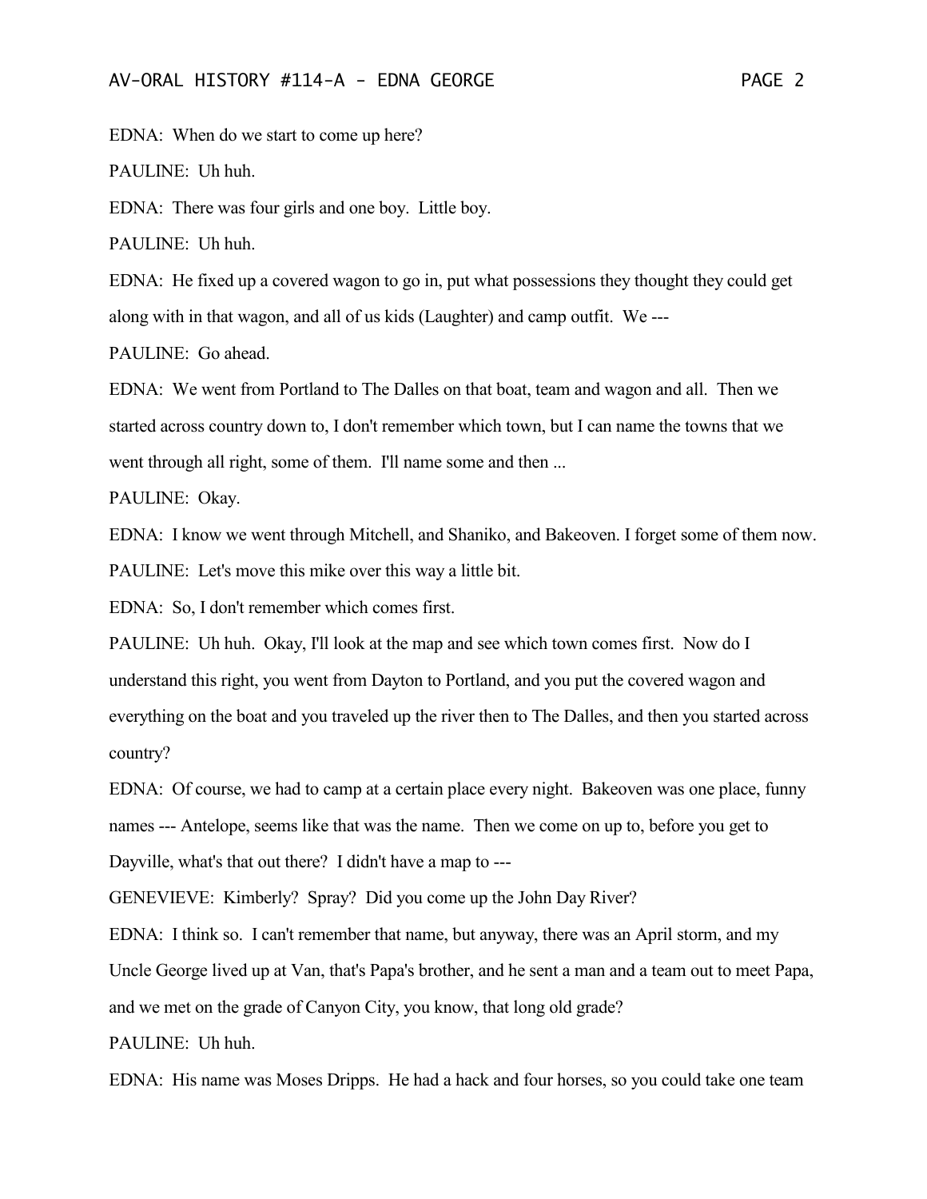EDNA: When do we start to come up here?

PAULINE: Uh huh.

EDNA: There was four girls and one boy. Little boy.

PAULINE: Uh huh.

EDNA: He fixed up a covered wagon to go in, put what possessions they thought they could get along with in that wagon, and all of us kids (Laughter) and camp outfit. We ---

PAULINE: Go ahead.

EDNA: We went from Portland to The Dalles on that boat, team and wagon and all. Then we started across country down to, I don't remember which town, but I can name the towns that we went through all right, some of them. I'll name some and then ...

PAULINE: Okay.

EDNA: I know we went through Mitchell, and Shaniko, and Bakeoven. I forget some of them now.

PAULINE: Let's move this mike over this way a little bit.

EDNA: So, I don't remember which comes first.

PAULINE: Uh huh. Okay, I'll look at the map and see which town comes first. Now do I understand this right, you went from Dayton to Portland, and you put the covered wagon and everything on the boat and you traveled up the river then to The Dalles, and then you started across country?

EDNA: Of course, we had to camp at a certain place every night. Bakeoven was one place, funny names --- Antelope, seems like that was the name. Then we come on up to, before you get to Dayville, what's that out there? I didn't have a map to ---

GENEVIEVE: Kimberly? Spray? Did you come up the John Day River?

EDNA: I think so. I can't remember that name, but anyway, there was an April storm, and my Uncle George lived up at Van, that's Papa's brother, and he sent a man and a team out to meet Papa, and we met on the grade of Canyon City, you know, that long old grade?

PAULINE: Uh huh.

EDNA: His name was Moses Dripps. He had a hack and four horses, so you could take one team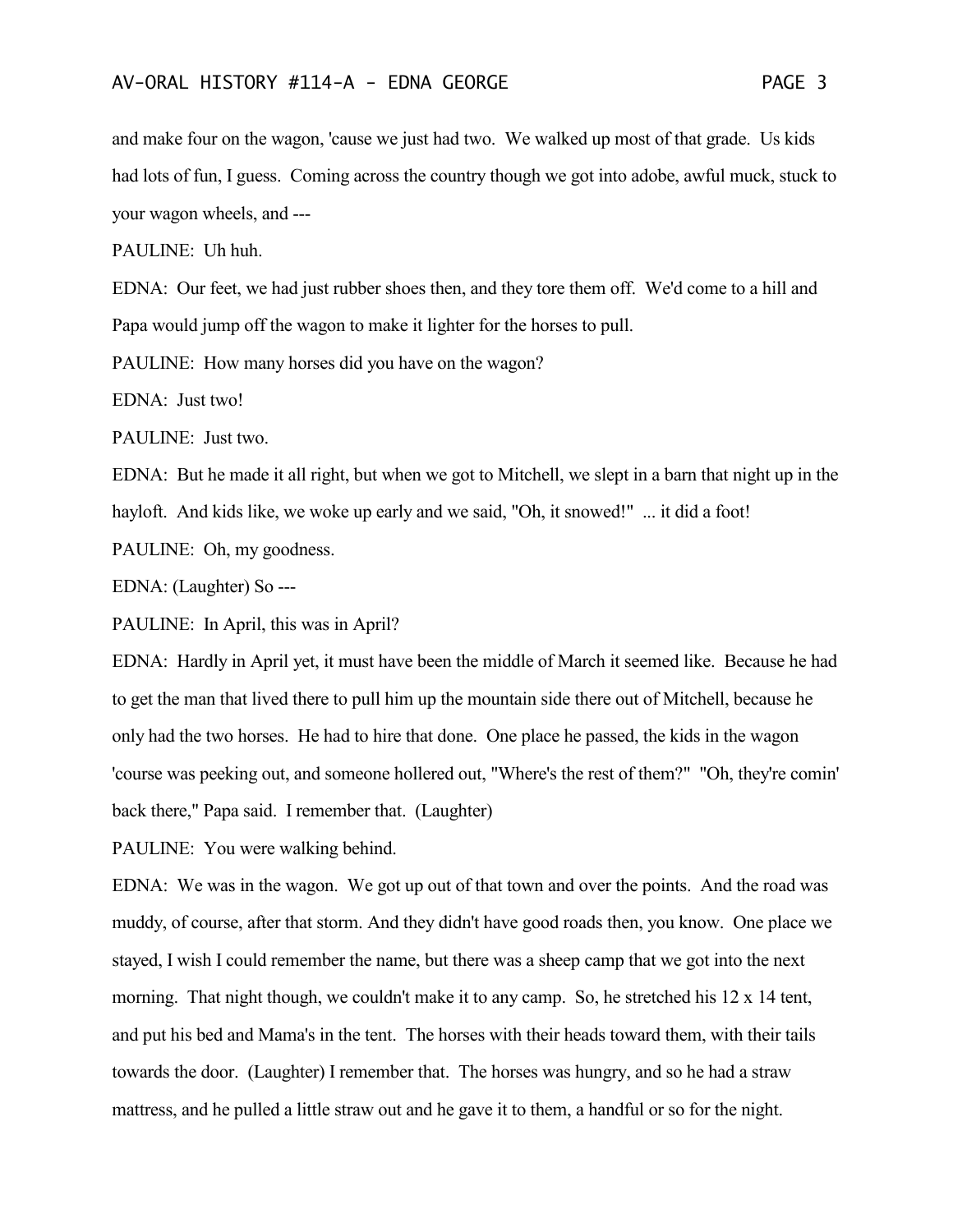and make four on the wagon, 'cause we just had two. We walked up most of that grade. Us kids had lots of fun, I guess. Coming across the country though we got into adobe, awful muck, stuck to your wagon wheels, and ---

PAULINE: Uh huh.

EDNA: Our feet, we had just rubber shoes then, and they tore them off. We'd come to a hill and Papa would jump off the wagon to make it lighter for the horses to pull.

PAULINE: How many horses did you have on the wagon?

EDNA: Just two!

PAULINE: Just two.

EDNA: But he made it all right, but when we got to Mitchell, we slept in a barn that night up in the hayloft. And kids like, we woke up early and we said, "Oh, it snowed!" ... it did a foot!

PAULINE: Oh, my goodness.

EDNA: (Laughter) So ---

PAULINE: In April, this was in April?

EDNA: Hardly in April yet, it must have been the middle of March it seemed like. Because he had to get the man that lived there to pull him up the mountain side there out of Mitchell, because he only had the two horses. He had to hire that done. One place he passed, the kids in the wagon 'course was peeking out, and someone hollered out, "Where's the rest of them?" "Oh, they're comin' back there," Papa said. I remember that. (Laughter)

PAULINE: You were walking behind.

EDNA: We was in the wagon. We got up out of that town and over the points. And the road was muddy, of course, after that storm. And they didn't have good roads then, you know. One place we stayed, I wish I could remember the name, but there was a sheep camp that we got into the next morning. That night though, we couldn't make it to any camp. So, he stretched his 12 x 14 tent, and put his bed and Mama's in the tent. The horses with their heads toward them, with their tails towards the door. (Laughter) I remember that. The horses was hungry, and so he had a straw mattress, and he pulled a little straw out and he gave it to them, a handful or so for the night.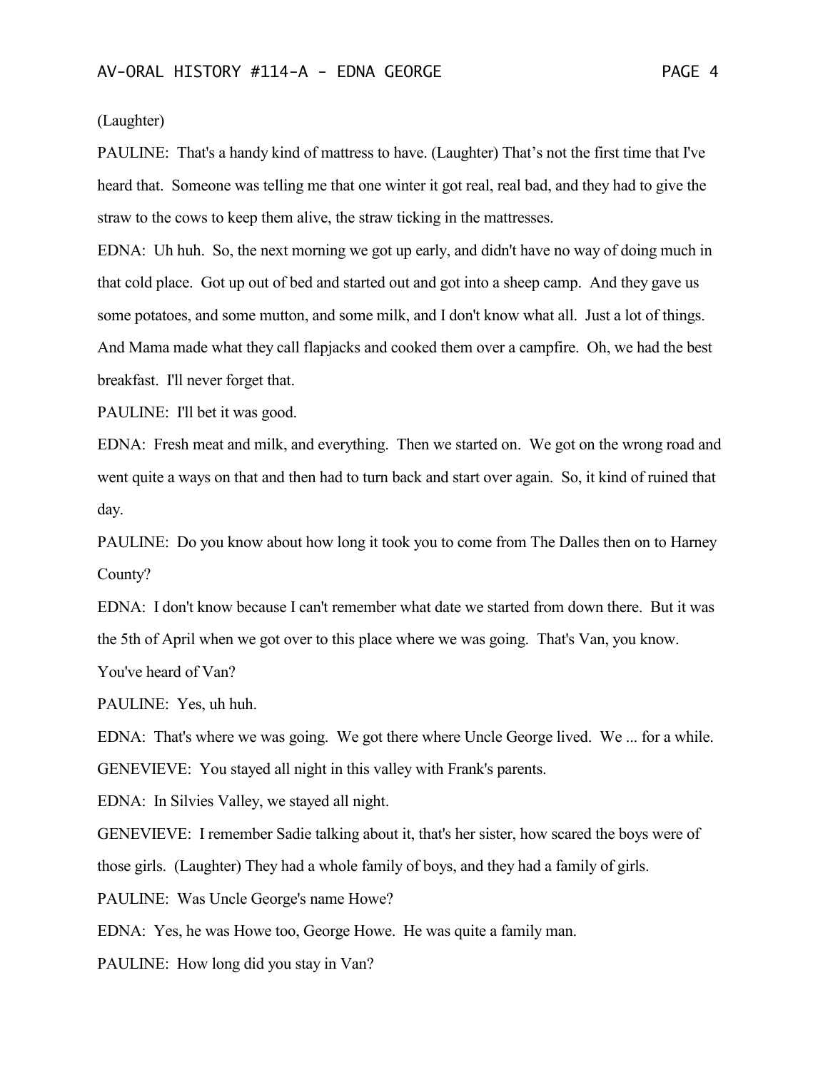(Laughter)

PAULINE: That's a handy kind of mattress to have. (Laughter) That's not the first time that I've heard that. Someone was telling me that one winter it got real, real bad, and they had to give the straw to the cows to keep them alive, the straw ticking in the mattresses.

EDNA: Uh huh. So, the next morning we got up early, and didn't have no way of doing much in that cold place. Got up out of bed and started out and got into a sheep camp. And they gave us some potatoes, and some mutton, and some milk, and I don't know what all. Just a lot of things. And Mama made what they call flapjacks and cooked them over a campfire. Oh, we had the best breakfast. I'll never forget that.

PAULINE: I'll bet it was good.

EDNA: Fresh meat and milk, and everything. Then we started on. We got on the wrong road and went quite a ways on that and then had to turn back and start over again. So, it kind of ruined that day.

PAULINE: Do you know about how long it took you to come from The Dalles then on to Harney County?

EDNA: I don't know because I can't remember what date we started from down there. But it was the 5th of April when we got over to this place where we was going. That's Van, you know. You've heard of Van?

PAULINE: Yes, uh huh.

EDNA: That's where we was going. We got there where Uncle George lived. We ... for a while.

GENEVIEVE: You stayed all night in this valley with Frank's parents.

EDNA: In Silvies Valley, we stayed all night.

GENEVIEVE: I remember Sadie talking about it, that's her sister, how scared the boys were of those girls. (Laughter) They had a whole family of boys, and they had a family of girls.

PAULINE: Was Uncle George's name Howe?

EDNA: Yes, he was Howe too, George Howe. He was quite a family man.

PAULINE: How long did you stay in Van?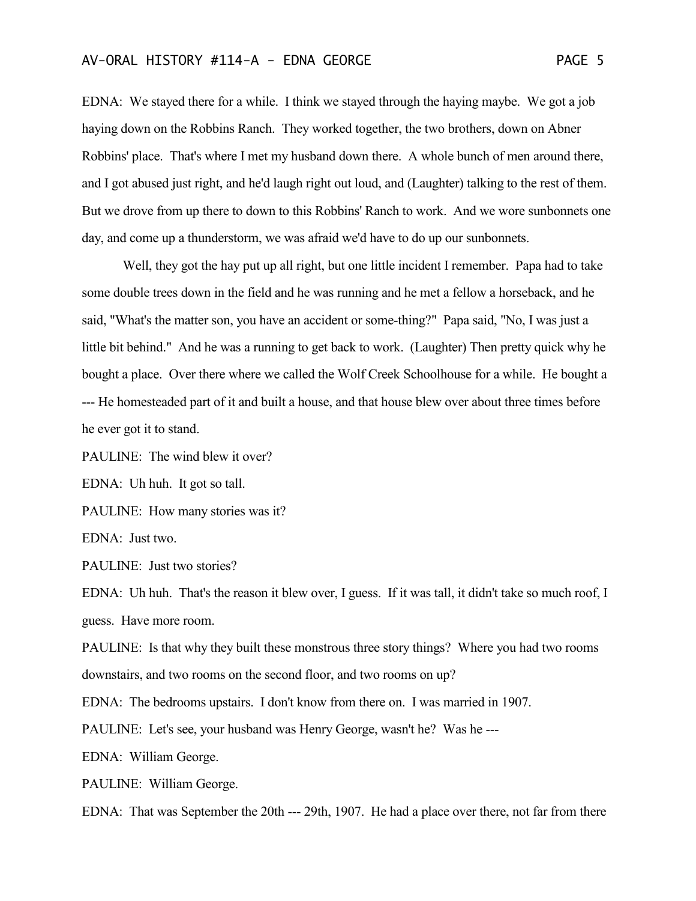EDNA: We stayed there for a while. I think we stayed through the haying maybe. We got a job haying down on the Robbins Ranch. They worked together, the two brothers, down on Abner Robbins' place. That's where I met my husband down there. A whole bunch of men around there, and I got abused just right, and he'd laugh right out loud, and (Laughter) talking to the rest of them. But we drove from up there to down to this Robbins' Ranch to work. And we wore sunbonnets one day, and come up a thunderstorm, we was afraid we'd have to do up our sunbonnets.

Well, they got the hay put up all right, but one little incident I remember. Papa had to take some double trees down in the field and he was running and he met a fellow a horseback, and he said, "What's the matter son, you have an accident or some-thing?" Papa said, "No, I was just a little bit behind." And he was a running to get back to work. (Laughter) Then pretty quick why he bought a place. Over there where we called the Wolf Creek Schoolhouse for a while. He bought a --- He homesteaded part of it and built a house, and that house blew over about three times before he ever got it to stand.

PAULINE: The wind blew it over?

EDNA: Uh huh. It got so tall.

PAULINE: How many stories was it?

EDNA: Just two.

PAULINE: Just two stories?

EDNA: Uh huh. That's the reason it blew over, I guess. If it was tall, it didn't take so much roof, I guess. Have more room.

PAULINE: Is that why they built these monstrous three story things? Where you had two rooms downstairs, and two rooms on the second floor, and two rooms on up?

EDNA: The bedrooms upstairs. I don't know from there on. I was married in 1907.

PAULINE: Let's see, your husband was Henry George, wasn't he? Was he ---

EDNA: William George.

PAULINE: William George.

EDNA: That was September the 20th --- 29th, 1907. He had a place over there, not far from there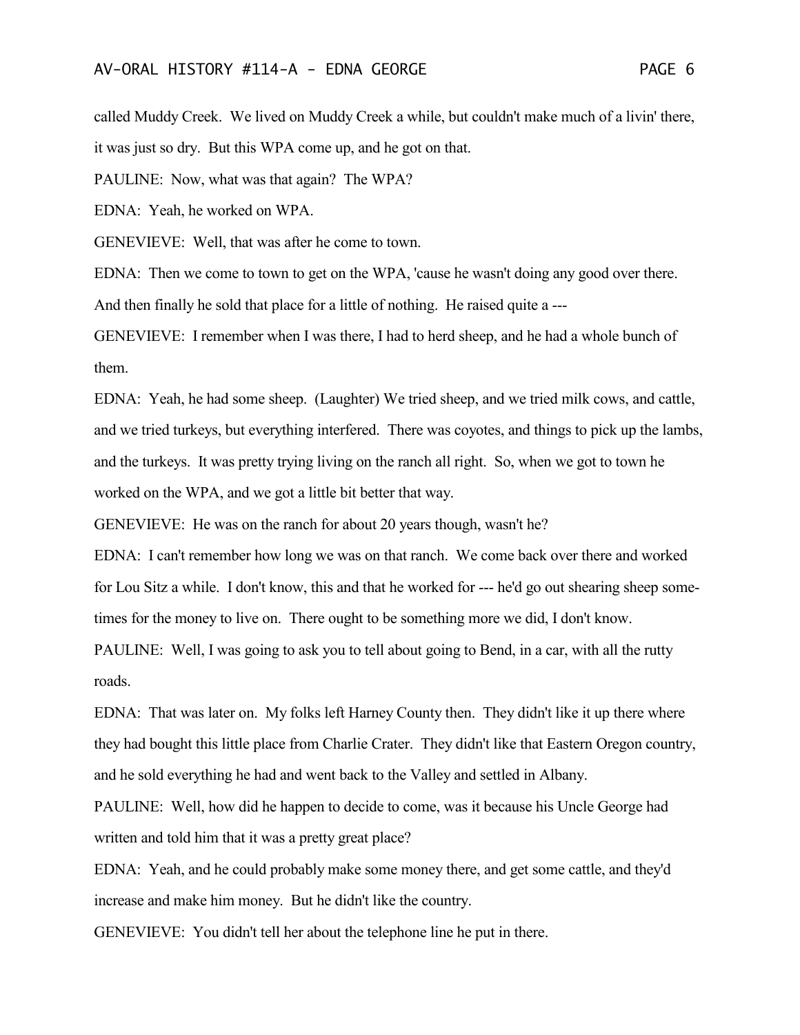called Muddy Creek. We lived on Muddy Creek a while, but couldn't make much of a livin' there, it was just so dry. But this WPA come up, and he got on that.

PAULINE: Now, what was that again? The WPA?

EDNA: Yeah, he worked on WPA.

GENEVIEVE: Well, that was after he come to town.

EDNA: Then we come to town to get on the WPA, 'cause he wasn't doing any good over there. And then finally he sold that place for a little of nothing. He raised quite a ---

GENEVIEVE: I remember when I was there, I had to herd sheep, and he had a whole bunch of them.

EDNA: Yeah, he had some sheep. (Laughter) We tried sheep, and we tried milk cows, and cattle, and we tried turkeys, but everything interfered. There was coyotes, and things to pick up the lambs, and the turkeys. It was pretty trying living on the ranch all right. So, when we got to town he worked on the WPA, and we got a little bit better that way.

GENEVIEVE: He was on the ranch for about 20 years though, wasn't he?

EDNA: I can't remember how long we was on that ranch. We come back over there and worked for Lou Sitz a while. I don't know, this and that he worked for --- he'd go out shearing sheep sometimes for the money to live on. There ought to be something more we did, I don't know.

PAULINE: Well, I was going to ask you to tell about going to Bend, in a car, with all the rutty roads.

EDNA: That was later on. My folks left Harney County then. They didn't like it up there where they had bought this little place from Charlie Crater. They didn't like that Eastern Oregon country, and he sold everything he had and went back to the Valley and settled in Albany.

PAULINE: Well, how did he happen to decide to come, was it because his Uncle George had written and told him that it was a pretty great place?

EDNA: Yeah, and he could probably make some money there, and get some cattle, and they'd increase and make him money. But he didn't like the country.

GENEVIEVE: You didn't tell her about the telephone line he put in there.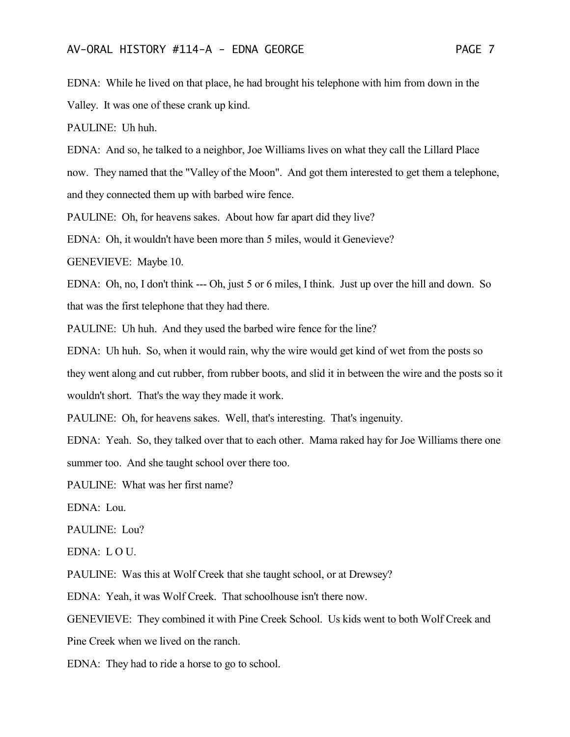EDNA: While he lived on that place, he had brought his telephone with him from down in the Valley. It was one of these crank up kind.

PAULINE: Uh huh.

EDNA: And so, he talked to a neighbor, Joe Williams lives on what they call the Lillard Place now. They named that the "Valley of the Moon". And got them interested to get them a telephone, and they connected them up with barbed wire fence.

PAULINE: Oh, for heavens sakes. About how far apart did they live?

EDNA: Oh, it wouldn't have been more than 5 miles, would it Genevieve?

GENEVIEVE: Maybe 10.

EDNA: Oh, no, I don't think --- Oh, just 5 or 6 miles, I think. Just up over the hill and down. So that was the first telephone that they had there.

PAULINE: Uh huh. And they used the barbed wire fence for the line?

EDNA: Uh huh. So, when it would rain, why the wire would get kind of wet from the posts so they went along and cut rubber, from rubber boots, and slid it in between the wire and the posts so it wouldn't short. That's the way they made it work.

PAULINE: Oh, for heavens sakes. Well, that's interesting. That's ingenuity.

EDNA: Yeah. So, they talked over that to each other. Mama raked hay for Joe Williams there one summer too. And she taught school over there too.

PAULINE: What was her first name?

EDNA: Lou.

PAULINE: Lou?

EDNA: L O U.

PAULINE: Was this at Wolf Creek that she taught school, or at Drewsey?

EDNA: Yeah, it was Wolf Creek. That schoolhouse isn't there now.

GENEVIEVE: They combined it with Pine Creek School. Us kids went to both Wolf Creek and Pine Creek when we lived on the ranch.

EDNA: They had to ride a horse to go to school.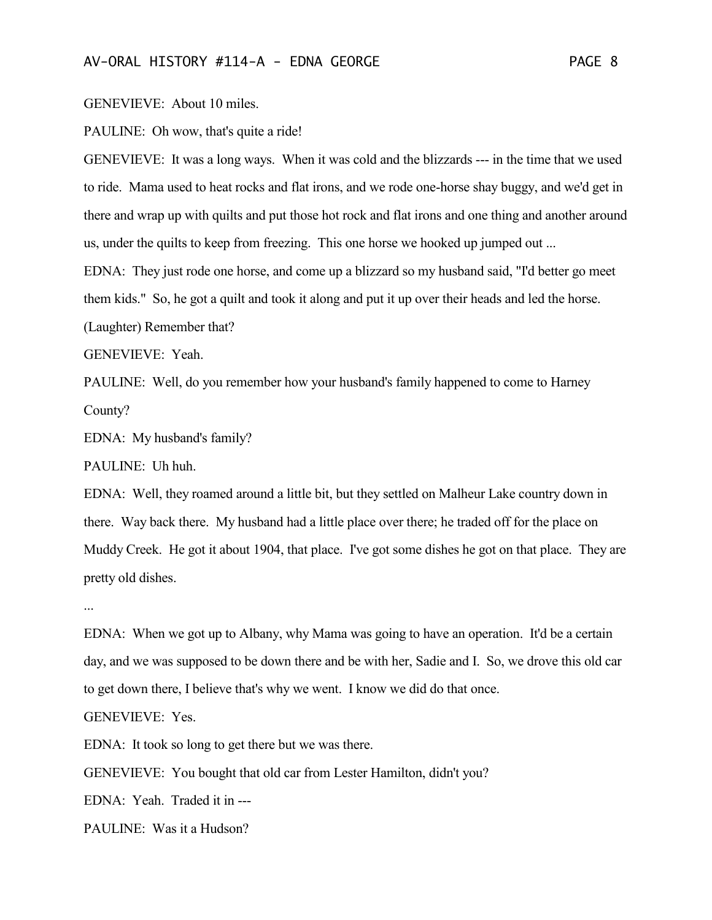GENEVIEVE: About 10 miles.

PAULINE: Oh wow, that's quite a ride!

GENEVIEVE: It was a long ways. When it was cold and the blizzards --- in the time that we used to ride. Mama used to heat rocks and flat irons, and we rode one-horse shay buggy, and we'd get in there and wrap up with quilts and put those hot rock and flat irons and one thing and another around us, under the quilts to keep from freezing. This one horse we hooked up jumped out ...

EDNA: They just rode one horse, and come up a blizzard so my husband said, "I'd better go meet them kids." So, he got a quilt and took it along and put it up over their heads and led the horse. (Laughter) Remember that?

GENEVIEVE: Yeah.

PAULINE: Well, do you remember how your husband's family happened to come to Harney County?

EDNA: My husband's family?

PAULINE: Uh huh.

EDNA: Well, they roamed around a little bit, but they settled on Malheur Lake country down in there. Way back there. My husband had a little place over there; he traded off for the place on Muddy Creek. He got it about 1904, that place. I've got some dishes he got on that place. They are pretty old dishes.

...

EDNA: When we got up to Albany, why Mama was going to have an operation. It'd be a certain day, and we was supposed to be down there and be with her, Sadie and I. So, we drove this old car to get down there, I believe that's why we went. I know we did do that once.

GENEVIEVE: Yes.

EDNA: It took so long to get there but we was there.

GENEVIEVE: You bought that old car from Lester Hamilton, didn't you?

EDNA: Yeah. Traded it in ---

PAULINE: Was it a Hudson?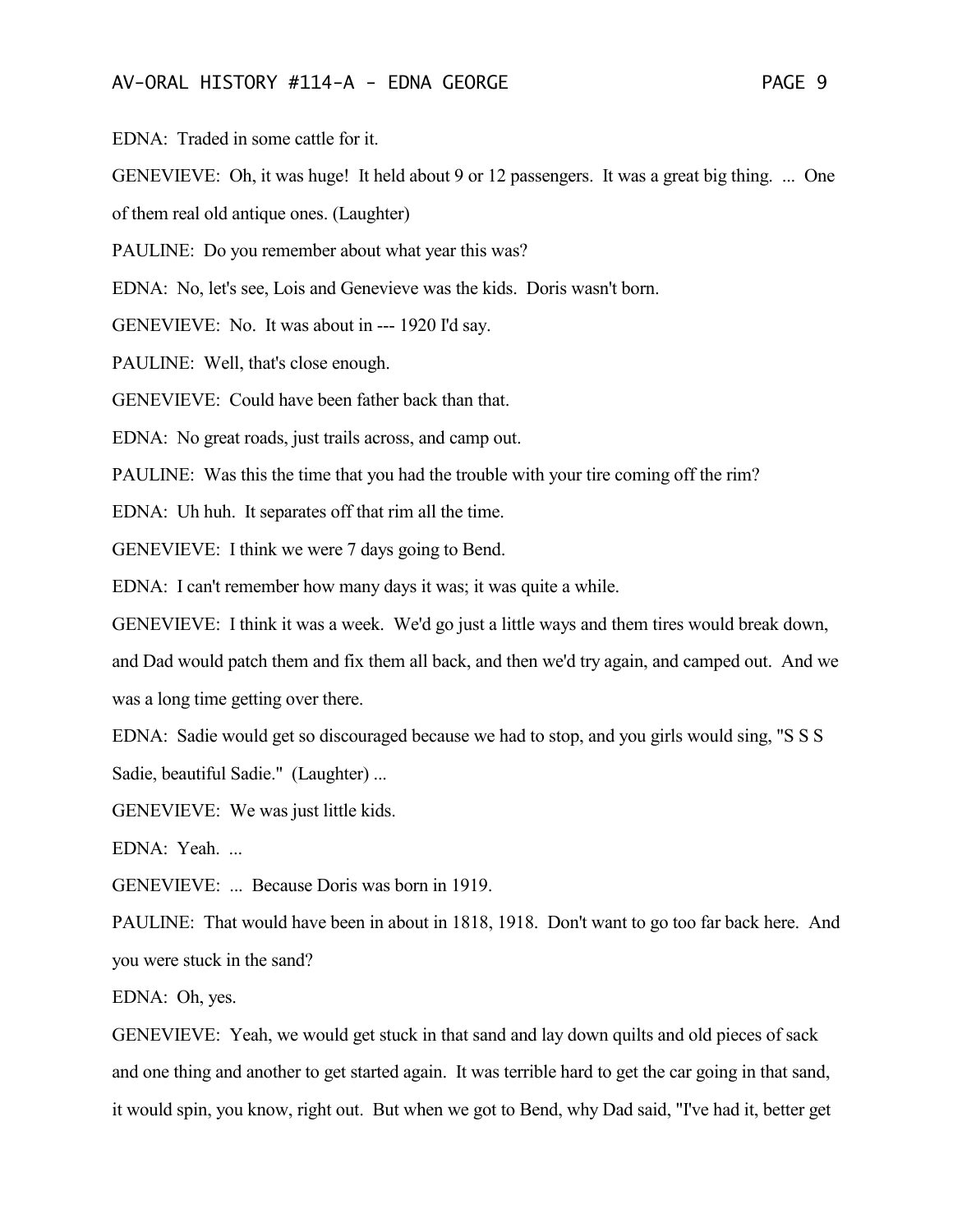EDNA: Traded in some cattle for it.

GENEVIEVE: Oh, it was huge! It held about 9 or 12 passengers. It was a great big thing. ... One of them real old antique ones. (Laughter)

PAULINE: Do you remember about what year this was?

EDNA: No, let's see, Lois and Genevieve was the kids. Doris wasn't born.

GENEVIEVE: No. It was about in --- 1920 I'd say.

PAULINE: Well, that's close enough.

GENEVIEVE: Could have been father back than that.

EDNA: No great roads, just trails across, and camp out.

PAULINE: Was this the time that you had the trouble with your tire coming off the rim?

EDNA: Uh huh. It separates off that rim all the time.

GENEVIEVE: I think we were 7 days going to Bend.

EDNA: I can't remember how many days it was; it was quite a while.

GENEVIEVE: I think it was a week. We'd go just a little ways and them tires would break down, and Dad would patch them and fix them all back, and then we'd try again, and camped out. And we was a long time getting over there.

EDNA: Sadie would get so discouraged because we had to stop, and you girls would sing, "S S S Sadie, beautiful Sadie." (Laughter) ...

GENEVIEVE: We was just little kids.

EDNA: Yeah. ...

GENEVIEVE: ... Because Doris was born in 1919.

PAULINE: That would have been in about in 1818, 1918. Don't want to go too far back here. And you were stuck in the sand?

EDNA: Oh, yes.

GENEVIEVE: Yeah, we would get stuck in that sand and lay down quilts and old pieces of sack and one thing and another to get started again. It was terrible hard to get the car going in that sand, it would spin, you know, right out. But when we got to Bend, why Dad said, "I've had it, better get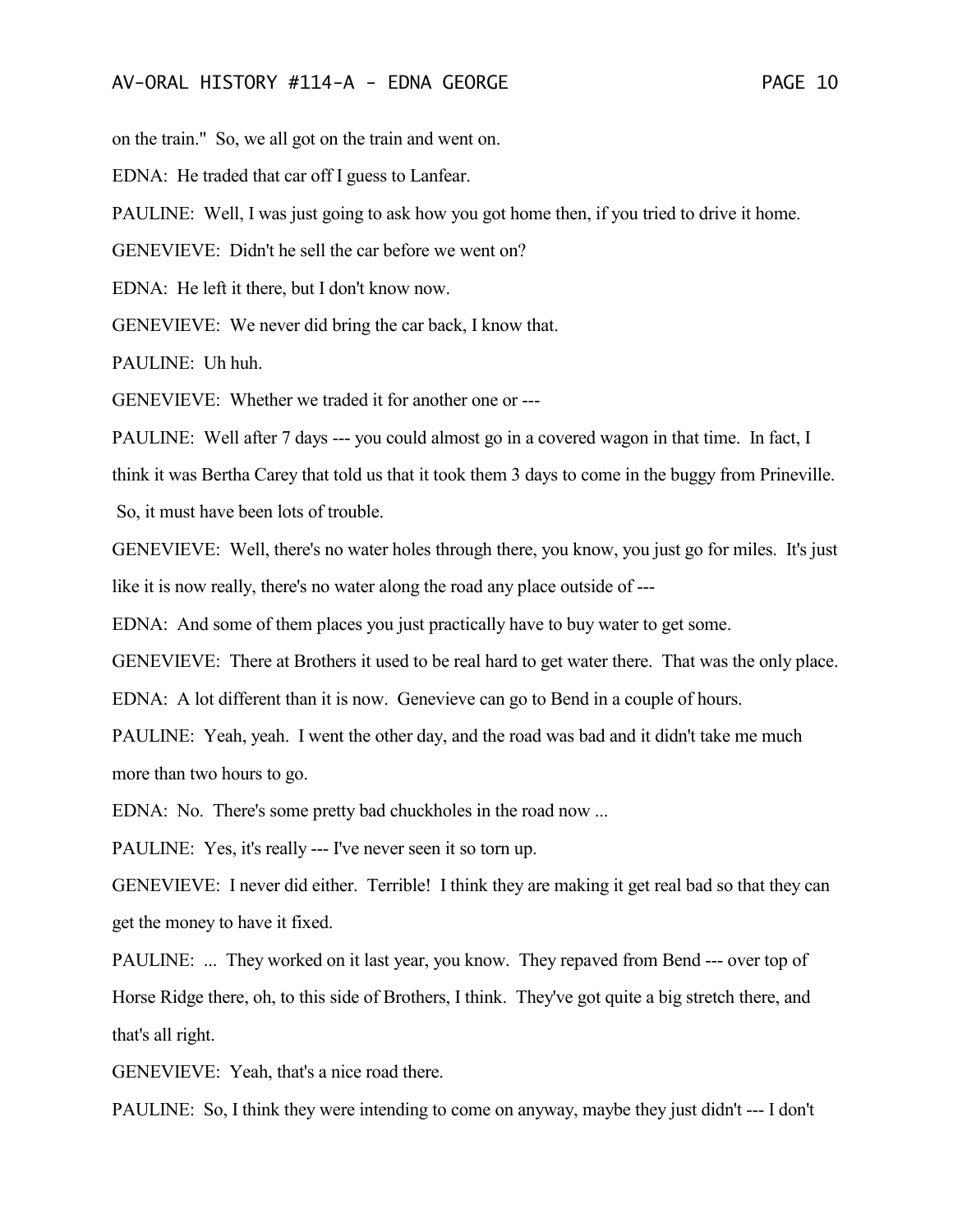on the train." So, we all got on the train and went on.

EDNA: He traded that car off I guess to Lanfear.

PAULINE: Well, I was just going to ask how you got home then, if you tried to drive it home.

GENEVIEVE: Didn't he sell the car before we went on?

EDNA: He left it there, but I don't know now.

GENEVIEVE: We never did bring the car back, I know that.

PAULINE: Uh huh.

GENEVIEVE: Whether we traded it for another one or ---

PAULINE: Well after 7 days --- you could almost go in a covered wagon in that time. In fact, I think it was Bertha Carey that told us that it took them 3 days to come in the buggy from Prineville. So, it must have been lots of trouble.

GENEVIEVE: Well, there's no water holes through there, you know, you just go for miles. It's just like it is now really, there's no water along the road any place outside of ---

EDNA: And some of them places you just practically have to buy water to get some.

GENEVIEVE: There at Brothers it used to be real hard to get water there. That was the only place.

EDNA: A lot different than it is now. Genevieve can go to Bend in a couple of hours.

PAULINE: Yeah, yeah. I went the other day, and the road was bad and it didn't take me much more than two hours to go.

EDNA: No. There's some pretty bad chuckholes in the road now ...

PAULINE: Yes, it's really --- I've never seen it so torn up.

GENEVIEVE: I never did either. Terrible! I think they are making it get real bad so that they can get the money to have it fixed.

PAULINE: ... They worked on it last year, you know. They repaved from Bend --- over top of Horse Ridge there, oh, to this side of Brothers, I think. They've got quite a big stretch there, and that's all right.

GENEVIEVE: Yeah, that's a nice road there.

PAULINE: So, I think they were intending to come on anyway, maybe they just didn't --- I don't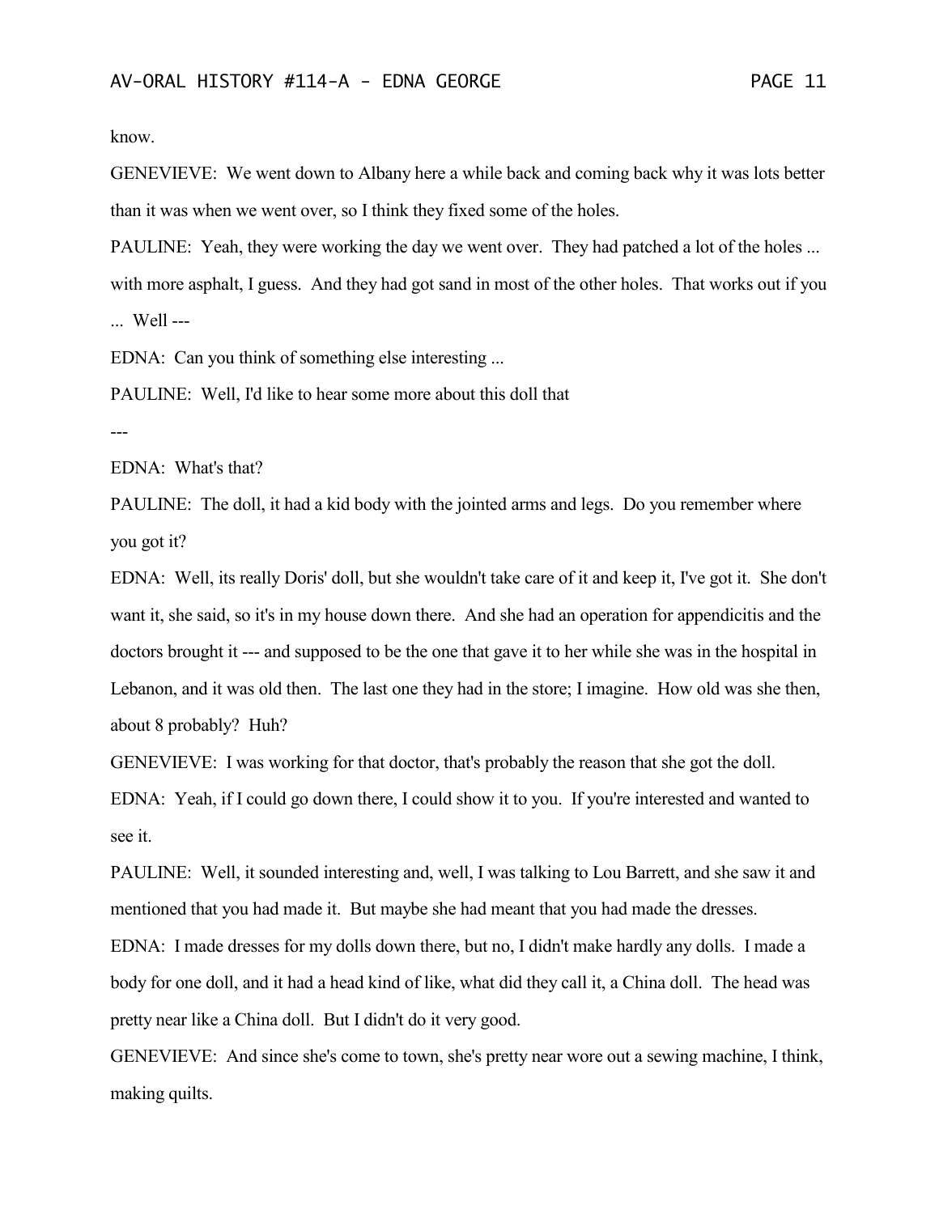know.

GENEVIEVE: We went down to Albany here a while back and coming back why it was lots better than it was when we went over, so I think they fixed some of the holes.

PAULINE: Yeah, they were working the day we went over. They had patched a lot of the holes ... with more asphalt, I guess. And they had got sand in most of the other holes. That works out if you ... Well ---

EDNA: Can you think of something else interesting ...

PAULINE: Well, I'd like to hear some more about this doll that

---

EDNA: What's that?

PAULINE: The doll, it had a kid body with the jointed arms and legs. Do you remember where you got it?

EDNA: Well, its really Doris' doll, but she wouldn't take care of it and keep it, I've got it. She don't want it, she said, so it's in my house down there. And she had an operation for appendicitis and the doctors brought it --- and supposed to be the one that gave it to her while she was in the hospital in Lebanon, and it was old then. The last one they had in the store; I imagine. How old was she then, about 8 probably? Huh?

GENEVIEVE: I was working for that doctor, that's probably the reason that she got the doll.

EDNA: Yeah, if I could go down there, I could show it to you. If you're interested and wanted to see it.

PAULINE: Well, it sounded interesting and, well, I was talking to Lou Barrett, and she saw it and mentioned that you had made it. But maybe she had meant that you had made the dresses.

EDNA: I made dresses for my dolls down there, but no, I didn't make hardly any dolls. I made a body for one doll, and it had a head kind of like, what did they call it, a China doll. The head was pretty near like a China doll. But I didn't do it very good.

GENEVIEVE: And since she's come to town, she's pretty near wore out a sewing machine, I think, making quilts.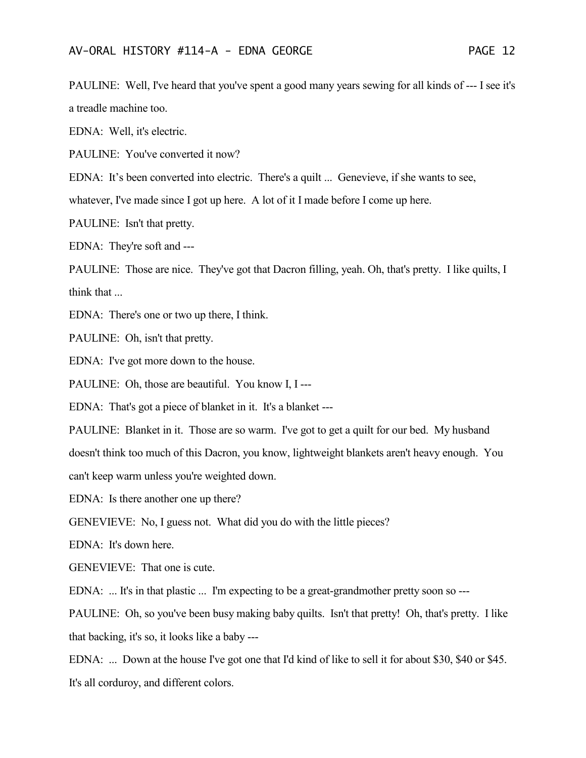PAULINE: Well, I've heard that you've spent a good many years sewing for all kinds of --- I see it's a treadle machine too.

EDNA: Well, it's electric.

PAULINE: You've converted it now?

EDNA: It's been converted into electric. There's a quilt ... Genevieve, if she wants to see, whatever, I've made since I got up here. A lot of it I made before I come up here.

PAULINE: Isn't that pretty.

EDNA: They're soft and ---

PAULINE: Those are nice. They've got that Dacron filling, yeah. Oh, that's pretty. I like quilts, I think that ...

EDNA: There's one or two up there, I think.

PAULINE: Oh, isn't that pretty.

EDNA: I've got more down to the house.

PAULINE: Oh, those are beautiful. You know I, I ---

EDNA: That's got a piece of blanket in it. It's a blanket ---

PAULINE: Blanket in it. Those are so warm. I've got to get a quilt for our bed. My husband doesn't think too much of this Dacron, you know, lightweight blankets aren't heavy enough. You can't keep warm unless you're weighted down.

EDNA: Is there another one up there?

GENEVIEVE: No, I guess not. What did you do with the little pieces?

EDNA: It's down here.

GENEVIEVE: That one is cute.

EDNA: ... It's in that plastic ... I'm expecting to be a great-grandmother pretty soon so ---

PAULINE: Oh, so you've been busy making baby quilts. Isn't that pretty! Oh, that's pretty. I like that backing, it's so, it looks like a baby ---

EDNA: ... Down at the house I've got one that I'd kind of like to sell it for about $30, $40 or $45. It's all corduroy, and different colors.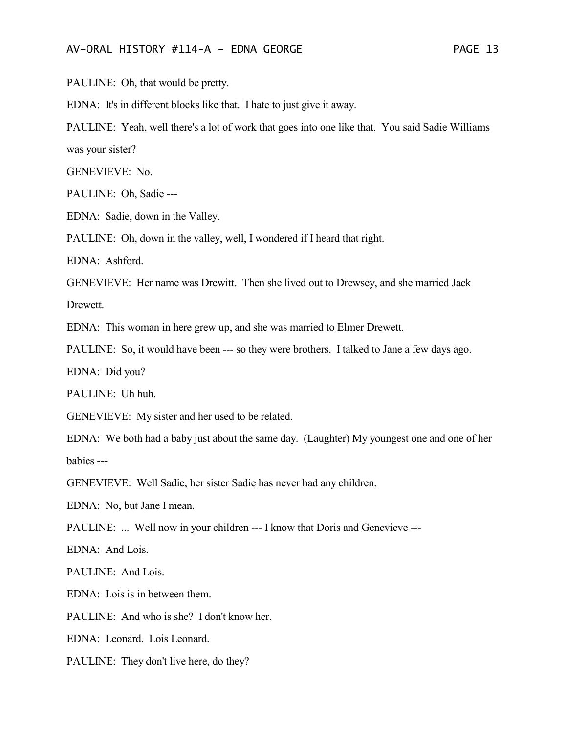PAULINE: Oh, that would be pretty.

EDNA: It's in different blocks like that. I hate to just give it away.

PAULINE: Yeah, well there's a lot of work that goes into one like that. You said Sadie Williams was your sister?

GENEVIEVE: No.

PAULINE: Oh, Sadie ---

EDNA: Sadie, down in the Valley.

PAULINE: Oh, down in the valley, well, I wondered if I heard that right.

EDNA: Ashford.

GENEVIEVE: Her name was Drewitt. Then she lived out to Drewsey, and she married Jack Drewett.

EDNA: This woman in here grew up, and she was married to Elmer Drewett.

PAULINE: So, it would have been --- so they were brothers. I talked to Jane a few days ago.

EDNA: Did you?

PAULINE: Uh huh.

GENEVIEVE: My sister and her used to be related.

EDNA: We both had a baby just about the same day. (Laughter) My youngest one and one of her babies ---

GENEVIEVE: Well Sadie, her sister Sadie has never had any children.

EDNA: No, but Jane I mean.

PAULINE: ... Well now in your children --- I know that Doris and Genevieve ---

EDNA: And Lois.

PAULINE: And Lois.

EDNA: Lois is in between them.

PAULINE: And who is she? I don't know her.

EDNA: Leonard. Lois Leonard.

PAULINE: They don't live here, do they?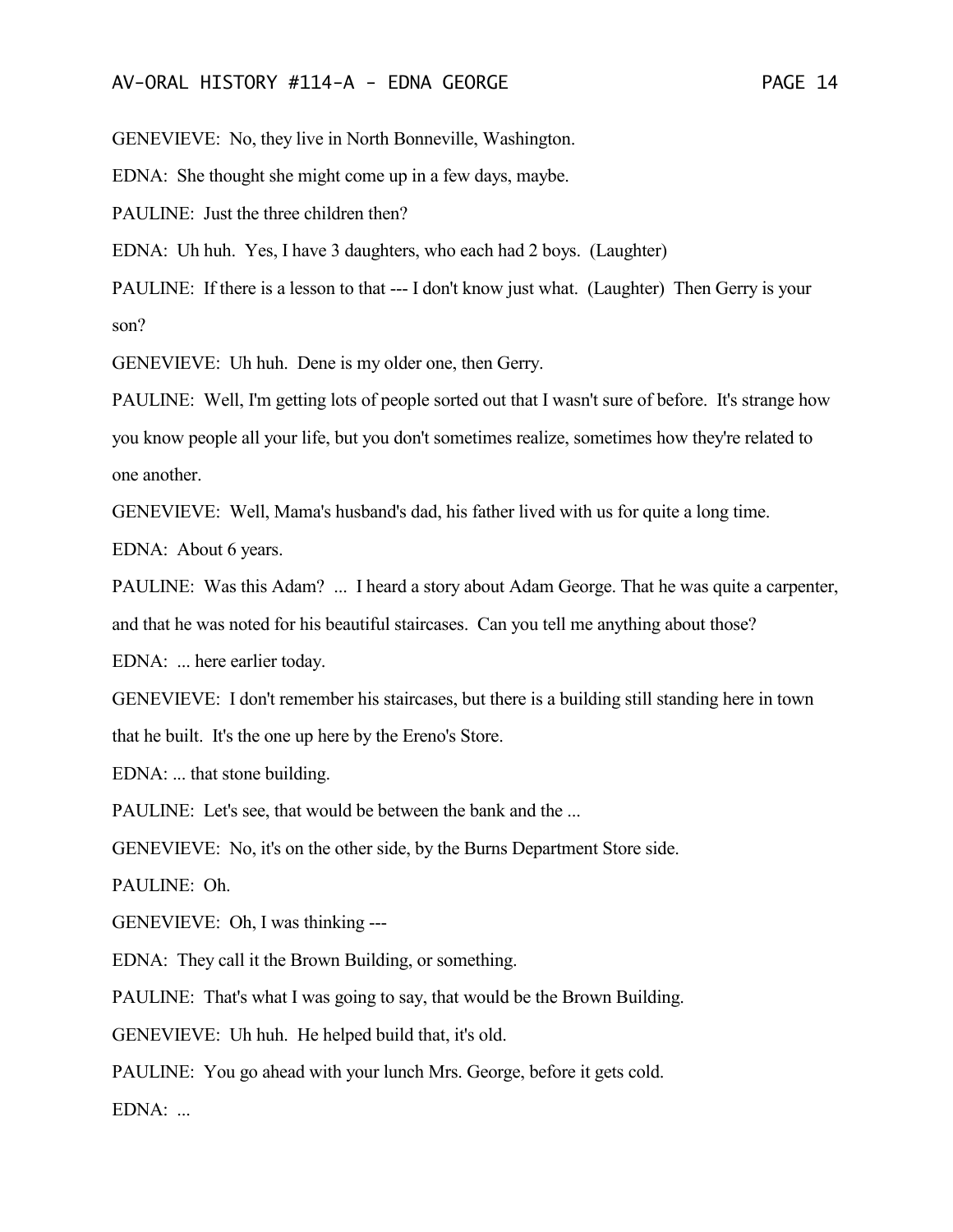GENEVIEVE: No, they live in North Bonneville, Washington.

EDNA: She thought she might come up in a few days, maybe.

PAULINE: Just the three children then?

EDNA: Uh huh. Yes, I have 3 daughters, who each had 2 boys. (Laughter)

PAULINE: If there is a lesson to that --- I don't know just what. (Laughter) Then Gerry is your son?

GENEVIEVE: Uh huh. Dene is my older one, then Gerry.

PAULINE: Well, I'm getting lots of people sorted out that I wasn't sure of before. It's strange how you know people all your life, but you don't sometimes realize, sometimes how they're related to one another.

GENEVIEVE: Well, Mama's husband's dad, his father lived with us for quite a long time.

EDNA: About 6 years.

PAULINE: Was this Adam? ... I heard a story about Adam George. That he was quite a carpenter, and that he was noted for his beautiful staircases. Can you tell me anything about those?

EDNA: ... here earlier today.

GENEVIEVE: I don't remember his staircases, but there is a building still standing here in town that he built. It's the one up here by the Ereno's Store.

EDNA: ... that stone building.

PAULINE: Let's see, that would be between the bank and the ...

GENEVIEVE: No, it's on the other side, by the Burns Department Store side.

PAULINE: Oh.

GENEVIEVE: Oh, I was thinking ---

EDNA: They call it the Brown Building, or something.

PAULINE: That's what I was going to say, that would be the Brown Building.

GENEVIEVE: Uh huh. He helped build that, it's old.

PAULINE: You go ahead with your lunch Mrs. George, before it gets cold.

EDNA: ...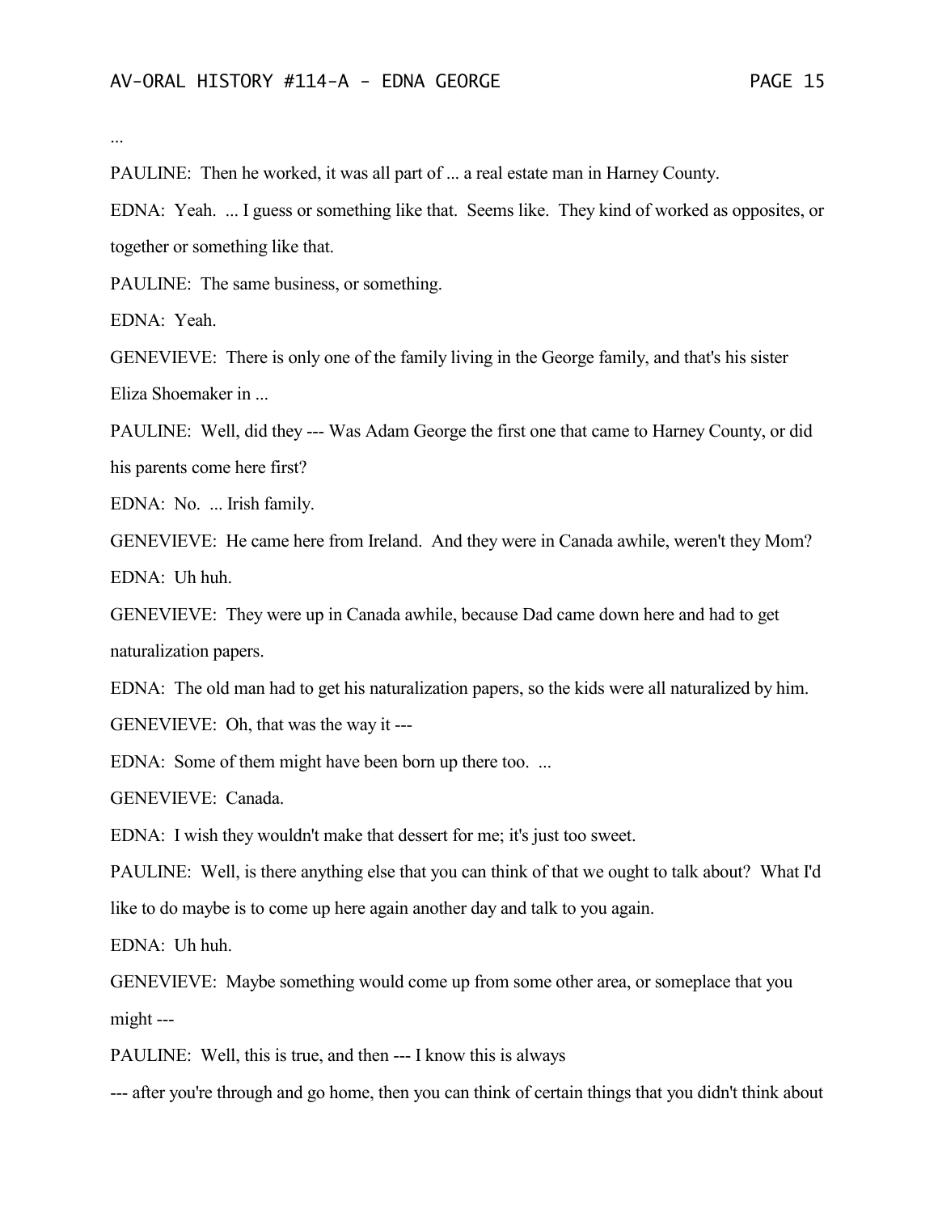...

PAULINE: Then he worked, it was all part of ... a real estate man in Harney County.

EDNA: Yeah. ... I guess or something like that. Seems like. They kind of worked as opposites, or together or something like that.

PAULINE: The same business, or something.

EDNA: Yeah.

GENEVIEVE: There is only one of the family living in the George family, and that's his sister Eliza Shoemaker in ...

PAULINE: Well, did they --- Was Adam George the first one that came to Harney County, or did his parents come here first?

EDNA: No. ... Irish family.

GENEVIEVE: He came here from Ireland. And they were in Canada awhile, weren't they Mom?

EDNA: Uh huh.

GENEVIEVE: They were up in Canada awhile, because Dad came down here and had to get naturalization papers.

EDNA: The old man had to get his naturalization papers, so the kids were all naturalized by him.

GENEVIEVE: Oh, that was the way it ---

EDNA: Some of them might have been born up there too. ...

GENEVIEVE: Canada.

EDNA: I wish they wouldn't make that dessert for me; it's just too sweet.

PAULINE: Well, is there anything else that you can think of that we ought to talk about? What I'd like to do maybe is to come up here again another day and talk to you again.

EDNA: Uh huh.

GENEVIEVE: Maybe something would come up from some other area, or someplace that you might ---

PAULINE: Well, this is true, and then --- I know this is always

--- after you're through and go home, then you can think of certain things that you didn't think about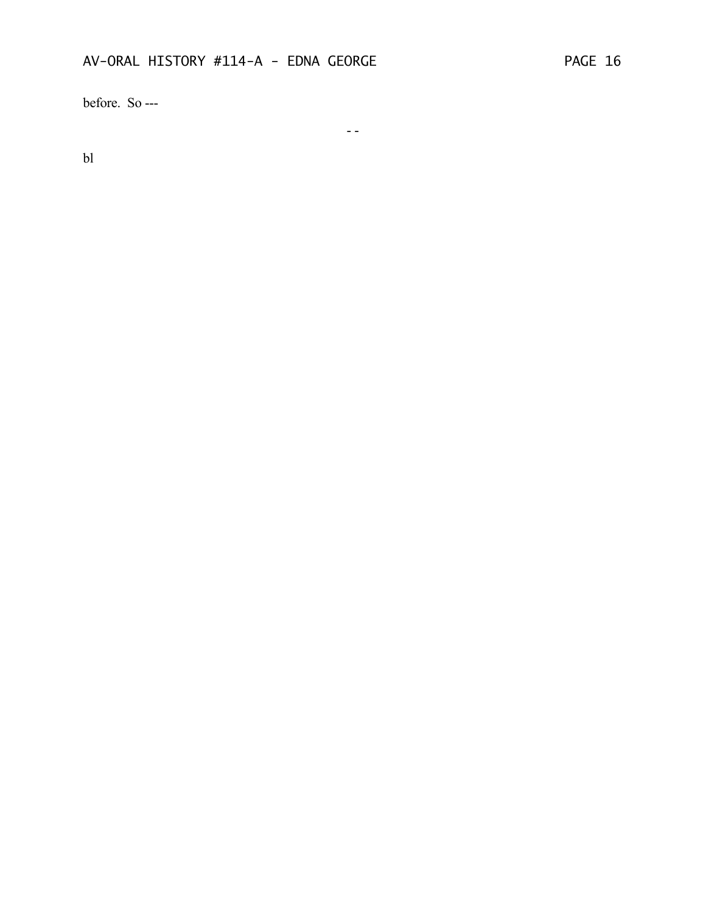before.  So ---

- -

bl